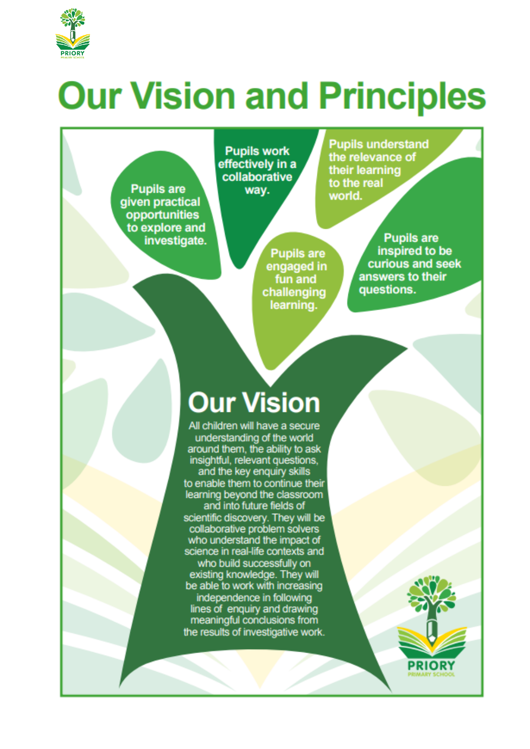# Our Vision and Principles

- Pupils are given practical opportunities to explore and investigate.
- Pupils work effectively in a collaborative way.
- Pupils understand the relevance of their learning to the real world.
- Pupils are engaged in fun and challenging learning.
- Pupils are inspired to be curious and seek answers to their questions.

## Our Vision

All children will have a secure understanding of the world around them, the ability to ask insightful, relevant questions, and the key enquiry skills to enable them to continue their learning beyond the classroom and into future fields of scientific discovery. They will be collaborative problem solvers who understand the impact of science in real-life contexts and who build successfully on existing knowledge. They will be able to work with increasing independence in following lines of enquiry and drawing meaningful conclusions from the results of investigative work.

PRIORY PRIMARY SCHOOL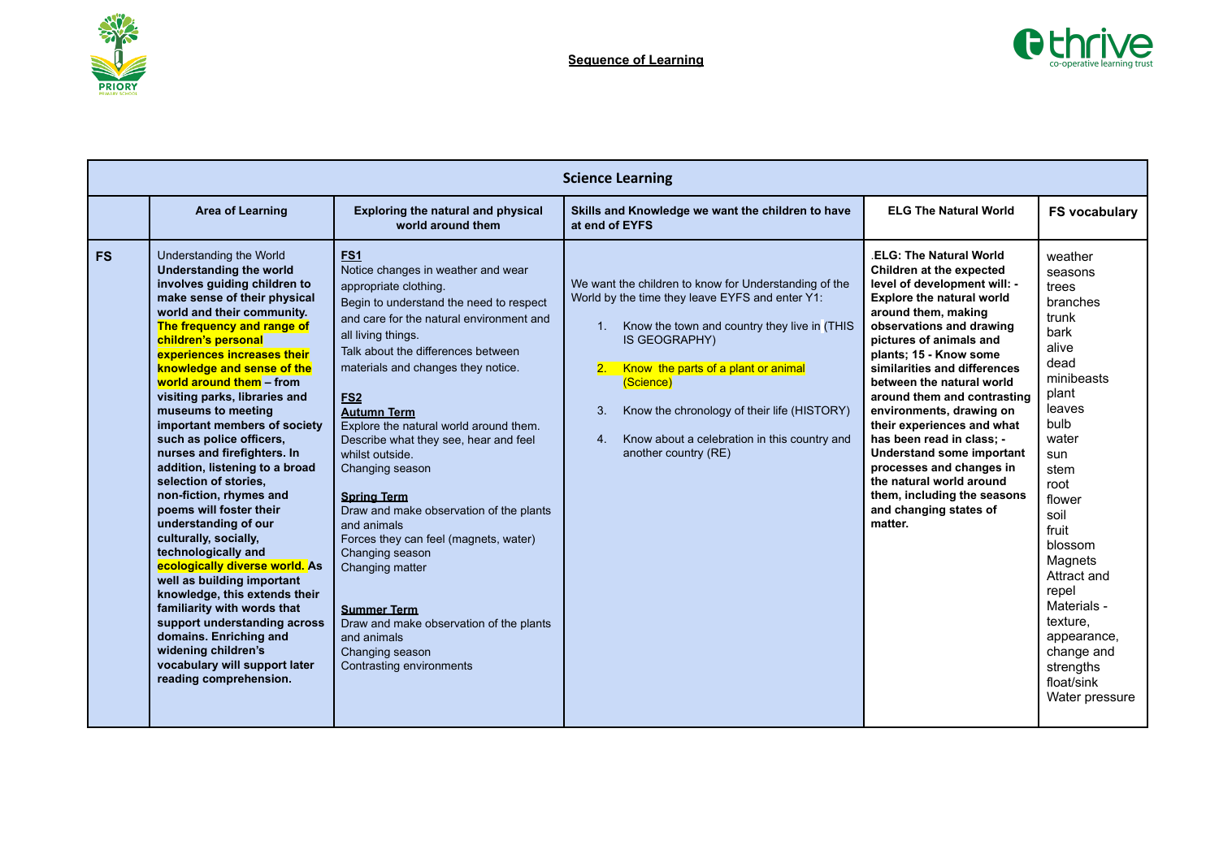## Sequence of Learning

| Science Learning | | | | | |
|---|---|---|---|---|---|
| | **Area of Learning** | **Exploring the natural and physical world around them** | **Skills and Knowledge we want the children to have at end of EYFS** | **ELG The Natural World** | **FS vocabulary** |
| **FS** | Understanding the World **Understanding the world involves guiding children to make sense of their physical world and their community. The frequency and range of children's personal experiences increases their knowledge and sense of the world around them – from visiting parks, libraries and museums to meeting important members of society such as police officers, nurses and firefighters. In addition, listening to a broad selection of stories, non-fiction, rhymes and poems will foster their understanding of our culturally, socially, technologically and ecologically diverse world. As well as building important knowledge, this extends their familiarity with words that support understanding across domains. Enriching and widening children's vocabulary will support later reading comprehension.** | **FS1**<br>Notice changes in weather and wear appropriate clothing.<br>Begin to understand the need to respect and care for the natural environment and all living things.<br>Talk about the differences between materials and changes they notice.<br><br>**FS2**<br>**Autumn Term**<br>Explore the natural world around them.<br>Describe what they see, hear and feel whilst outside.<br>Changing season<br><br>**Spring Term**<br>Draw and make observation of the plants and animals<br>Forces they can feel (magnets, water)<br>Changing season<br>Changing matter<br><br>**Summer Term**<br>Draw and make observation of the plants and animals<br>Changing season<br>Contrasting environments | We want the children to know for Understanding of the World by the time they leave EYFS and enter Y1:<br><br>1. Know the town and country they live in (THIS IS GEOGRAPHY)<br><br>2. Know the parts of a plant or animal (Science)<br><br>3. Know the chronology of their life (HISTORY)<br><br>4. Know about a celebration in this country and another country (RE) | .**ELG: The Natural World Children at the expected level of development will: - Explore the natural world around them, making observations and drawing pictures of animals and plants; 15 - Know some similarities and differences between the natural world around them and contrasting environments, drawing on their experiences and what has been read in class; - Understand some important processes and changes in the natural world around them, including the seasons and changing states of matter.** | weather<br>seasons<br>trees<br>branches<br>trunk<br>bark<br>alive<br>dead<br>minibeasts<br>plant<br>leaves<br>bulb<br>water<br>sun<br>stem<br>root<br>flower<br>soil<br>fruit<br>blossom<br>Magnets<br>Attract and repel<br>Materials - texture, appearance, change and strengths<br>float/sink<br>Water pressure |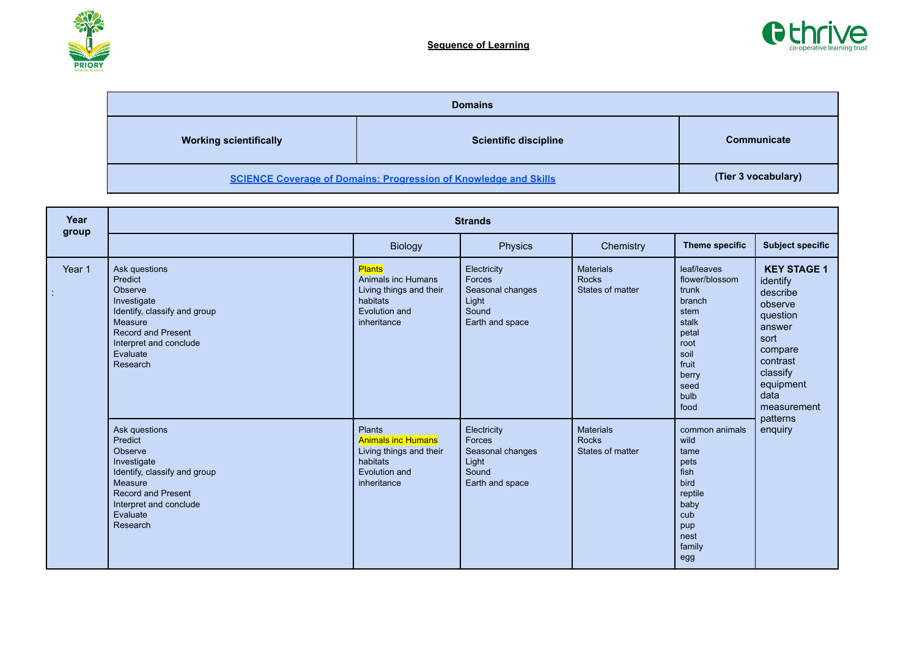**Sequence of Learning**

| Domains | | |
|---|---|---|
| **Working scientifically** | **Scientific discipline** | **Communicate** |
| **SCIENCE Coverage of Domains: Progression of Knowledge and Skills** | | **(Tier 3 vocabulary)** |

| Year group | Strands | | | | | |
|---|---|---|---|---|---|---|
| | | Biology | Physics | Chemistry | Theme specific | Subject specific |
| Year 1<br>: | Ask questions<br>Predict<br>Observe<br>Investigate<br>Identify, classify and group<br>Measure<br>Record and Present<br>Interpret and conclude<br>Evaluate<br>Research | Plants<br>Animals inc Humans<br>Living things and their habitats<br>Evolution and inheritance | Electricity<br>Forces<br>Seasonal changes<br>Light<br>Sound<br>Earth and space | Materials<br>Rocks<br>States of matter | leaf/leaves<br>flower/blossom<br>trunk<br>branch<br>stem<br>stalk<br>petal<br>root<br>soil<br>fruit<br>berry<br>seed<br>bulb<br>food | **KEY STAGE 1**<br>identify<br>describe<br>observe<br>question<br>answer<br>sort<br>compare<br>contrast<br>classify<br>equipment<br>data<br>measurement<br>patterns<br>enquiry |
| | Ask questions<br>Predict<br>Observe<br>Investigate<br>Identify, classify and group<br>Measure<br>Record and Present<br>Interpret and conclude<br>Evaluate<br>Research | Plants<br>Animals inc Humans<br>Living things and their habitats<br>Evolution and inheritance | Electricity<br>Forces<br>Seasonal changes<br>Light<br>Sound<br>Earth and space | Materials<br>Rocks<br>States of matter | common animals<br>wild<br>tame<br>pets<br>fish<br>bird<br>reptile<br>baby<br>cub<br>pup<br>nest<br>family<br>egg | |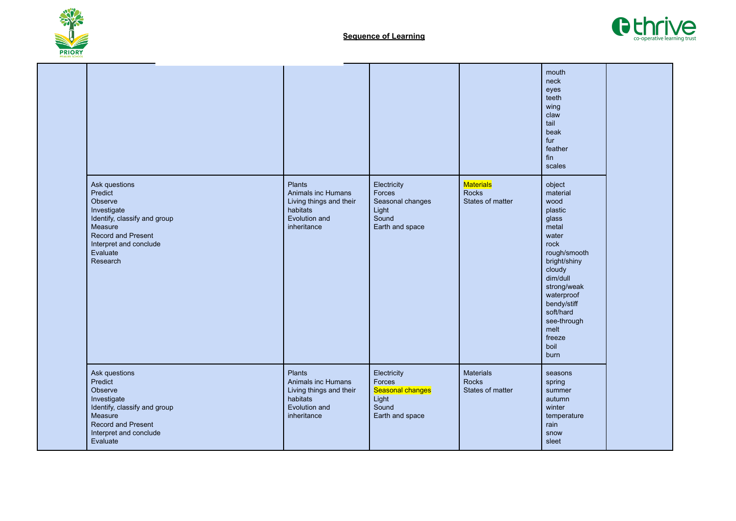**Sequence of Learning**

| | | | | | | |
|---|---|---|---|---|---|---|
| | | | | | mouth<br>neck<br>eyes<br>teeth<br>wing<br>claw<br>tail<br>beak<br>fur<br>feather<br>fin<br>scales | |
| | Ask questions<br>Predict<br>Observe<br>Investigate<br>Identify, classify and group<br>Measure<br>Record and Present<br>Interpret and conclude<br>Evaluate<br>Research | Plants<br>Animals inc Humans<br>Living things and their habitats<br>Evolution and inheritance | Electricity<br>Forces<br>Seasonal changes<br>Light<br>Sound<br>Earth and space | Materials<br>Rocks<br>States of matter | object<br>material<br>wood<br>plastic<br>glass<br>metal<br>water<br>rock<br>rough/smooth<br>bright/shiny<br>cloudy<br>dim/dull<br>strong/weak<br>waterproof<br>bendy/stiff<br>soft/hard<br>see-through<br>melt<br>freeze<br>boil<br>burn | |
| | Ask questions<br>Predict<br>Observe<br>Investigate<br>Identify, classify and group<br>Measure<br>Record and Present<br>Interpret and conclude<br>Evaluate | Plants<br>Animals inc Humans<br>Living things and their habitats<br>Evolution and inheritance | Electricity<br>Forces<br>Seasonal changes<br>Light<br>Sound<br>Earth and space | Materials<br>Rocks<br>States of matter | seasons<br>spring<br>summer<br>autumn<br>winter<br>temperature<br>rain<br>snow<br>sleet | |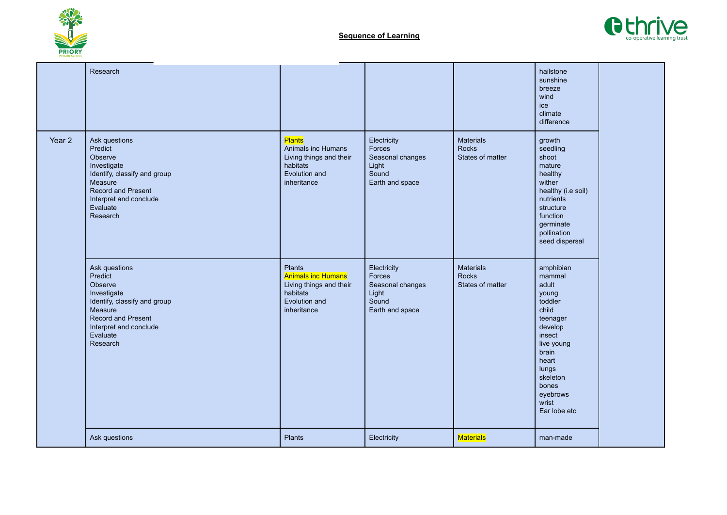## Sequence of Learning

| | | | | | | |
|---|---|---|---|---|---|---|
| | Research | | | | hailstone<br>sunshine<br>breeze<br>wind<br>ice<br>climate<br>difference | |
| Year 2 | Ask questions<br>Predict<br>Observe<br>Investigate<br>Identify, classify and group<br>Measure<br>Record and Present<br>Interpret and conclude<br>Evaluate<br>Research | **Plants**<br>Animals inc Humans<br>Living things and their habitats<br>Evolution and inheritance | Electricity<br>Forces<br>Seasonal changes<br>Light<br>Sound<br>Earth and space | Materials<br>Rocks<br>States of matter | growth<br>seedling<br>shoot<br>mature<br>healthy<br>wither<br>healthy (i.e soil)<br>nutrients<br>structure<br>function<br>germinate<br>pollination<br>seed dispersal | |
| | Ask questions<br>Predict<br>Observe<br>Investigate<br>Identify, classify and group<br>Measure<br>Record and Present<br>Interpret and conclude<br>Evaluate<br>Research | Plants<br>**Animals inc Humans**<br>Living things and their habitats<br>Evolution and inheritance | Electricity<br>Forces<br>Seasonal changes<br>Light<br>Sound<br>Earth and space | Materials<br>Rocks<br>States of matter | amphibian<br>mammal<br>adult<br>young<br>toddler<br>child<br>teenager<br>develop<br>insect<br>live young<br>brain<br>heart<br>lungs<br>skeleton<br>bones<br>eyebrows<br>wrist<br>Ear lobe etc | |
| | Ask questions | Plants | Electricity | **Materials** | man-made | |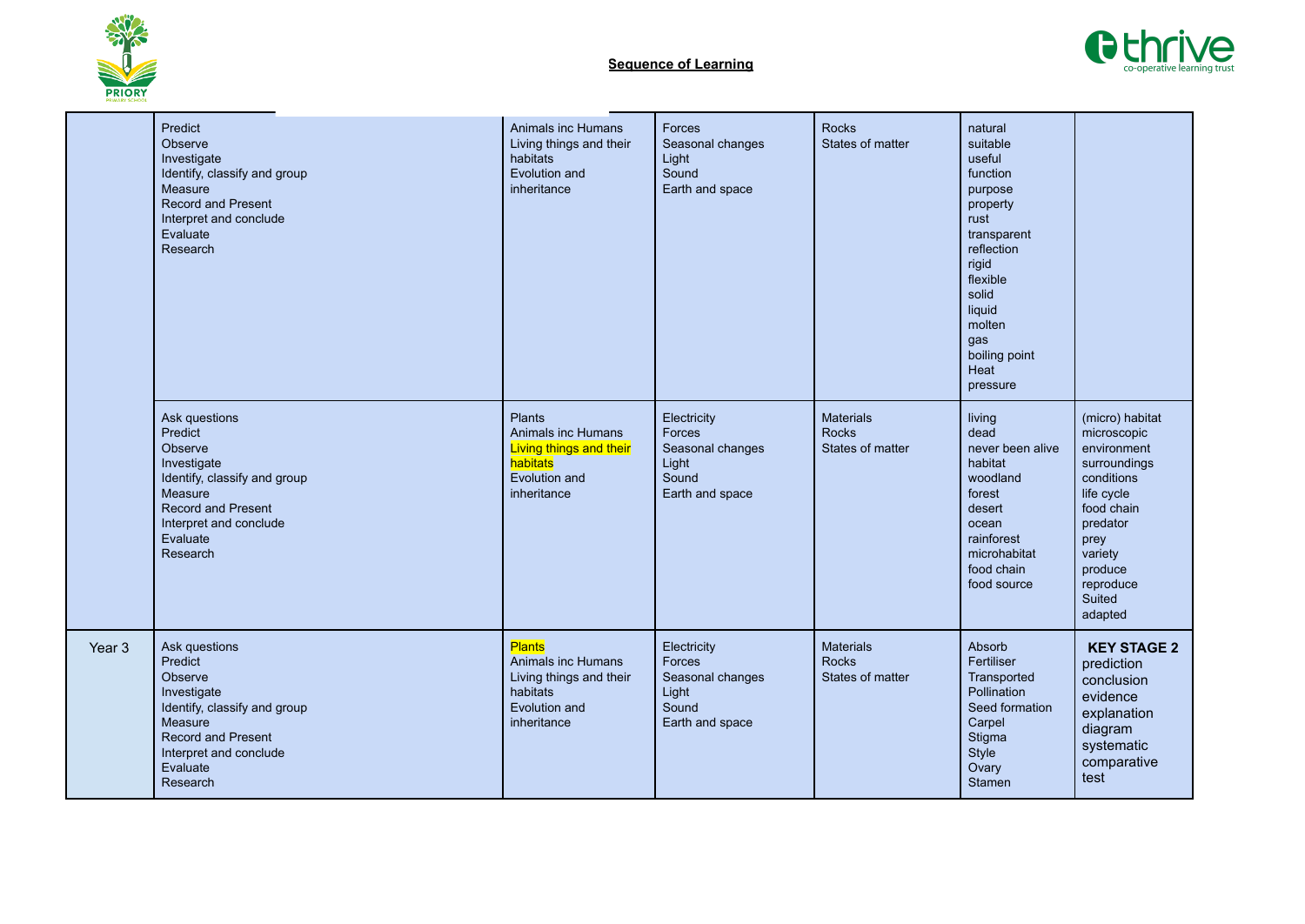## Sequence of Learning

| | | | | | | |
|---|---|---|---|---|---|---|
| | Predict<br>Observe<br>Investigate<br>Identify, classify and group<br>Measure<br>Record and Present<br>Interpret and conclude<br>Evaluate<br>Research | Animals inc Humans<br>Living things and their habitats<br>Evolution and inheritance | Forces<br>Seasonal changes<br>Light<br>Sound<br>Earth and space | Rocks<br>States of matter | natural<br>suitable<br>useful<br>function<br>purpose<br>property<br>rust<br>transparent<br>reflection<br>rigid<br>flexible<br>solid<br>liquid<br>molten<br>gas<br>boiling point<br>Heat<br>pressure | |
| | Ask questions<br>Predict<br>Observe<br>Investigate<br>Identify, classify and group<br>Measure<br>Record and Present<br>Interpret and conclude<br>Evaluate<br>Research | Plants<br>Animals inc Humans<br>Living things and their habitats<br>Evolution and inheritance | Electricity<br>Forces<br>Seasonal changes<br>Light<br>Sound<br>Earth and space | Materials<br>Rocks<br>States of matter | living<br>dead<br>never been alive<br>habitat<br>woodland<br>forest<br>desert<br>ocean<br>rainforest<br>microhabitat<br>food chain<br>food source | (micro) habitat<br>microscopic<br>environment<br>surroundings<br>conditions<br>life cycle<br>food chain<br>predator<br>prey<br>variety<br>produce<br>reproduce<br>Suited<br>adapted |
| Year 3 | Ask questions<br>Predict<br>Observe<br>Investigate<br>Identify, classify and group<br>Measure<br>Record and Present<br>Interpret and conclude<br>Evaluate<br>Research | Plants<br>Animals inc Humans<br>Living things and their habitats<br>Evolution and inheritance | Electricity<br>Forces<br>Seasonal changes<br>Light<br>Sound<br>Earth and space | Materials<br>Rocks<br>States of matter | Absorb<br>Fertiliser<br>Transported<br>Pollination<br>Seed formation<br>Carpel<br>Stigma<br>Style<br>Ovary<br>Stamen | **KEY STAGE 2**<br>prediction<br>conclusion<br>evidence<br>explanation<br>diagram<br>systematic<br>comparative test |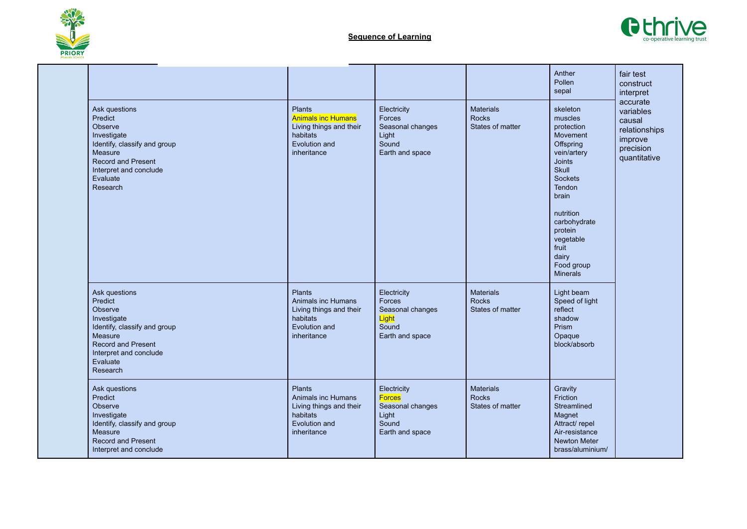**Sequence of Learning**

| | | | | | | |
|---|---|---|---|---|---|---|
| | | | | | Anther<br>Pollen<br>sepal | fair test<br>construct<br>interpret<br>accurate<br>variables<br>causal<br>relationships<br>improve<br>precision<br>quantitative |
| | Ask questions<br>Predict<br>Observe<br>Investigate<br>Identify, classify and group<br>Measure<br>Record and Present<br>Interpret and conclude<br>Evaluate<br>Research | Plants<br>Animals inc Humans<br>Living things and their habitats<br>Evolution and inheritance | Electricity<br>Forces<br>Seasonal changes<br>Light<br>Sound<br>Earth and space | Materials<br>Rocks<br>States of matter | skeleton<br>muscles<br>protection<br>Movement<br>Offspring<br>vein/artery<br>Joints<br>Skull<br>Sockets<br>Tendon<br>brain<br><br>nutrition<br>carbohydrate<br>protein<br>vegetable<br>fruit<br>dairy<br>Food group<br>Minerals | |
| | Ask questions<br>Predict<br>Observe<br>Investigate<br>Identify, classify and group<br>Measure<br>Record and Present<br>Interpret and conclude<br>Evaluate<br>Research | Plants<br>Animals inc Humans<br>Living things and their habitats<br>Evolution and inheritance | Electricity<br>Forces<br>Seasonal changes<br>Light<br>Sound<br>Earth and space | Materials<br>Rocks<br>States of matter | Light beam<br>Speed of light<br>reflect<br>shadow<br>Prism<br>Opaque<br>block/absorb | |
| | Ask questions<br>Predict<br>Observe<br>Investigate<br>Identify, classify and group<br>Measure<br>Record and Present<br>Interpret and conclude | Plants<br>Animals inc Humans<br>Living things and their habitats<br>Evolution and inheritance | Electricity<br>Forces<br>Seasonal changes<br>Light<br>Sound<br>Earth and space | Materials<br>Rocks<br>States of matter | Gravity<br>Friction<br>Streamlined<br>Magnet<br>Attract/ repel<br>Air-resistance<br>Newton Meter<br>brass/aluminium/ | |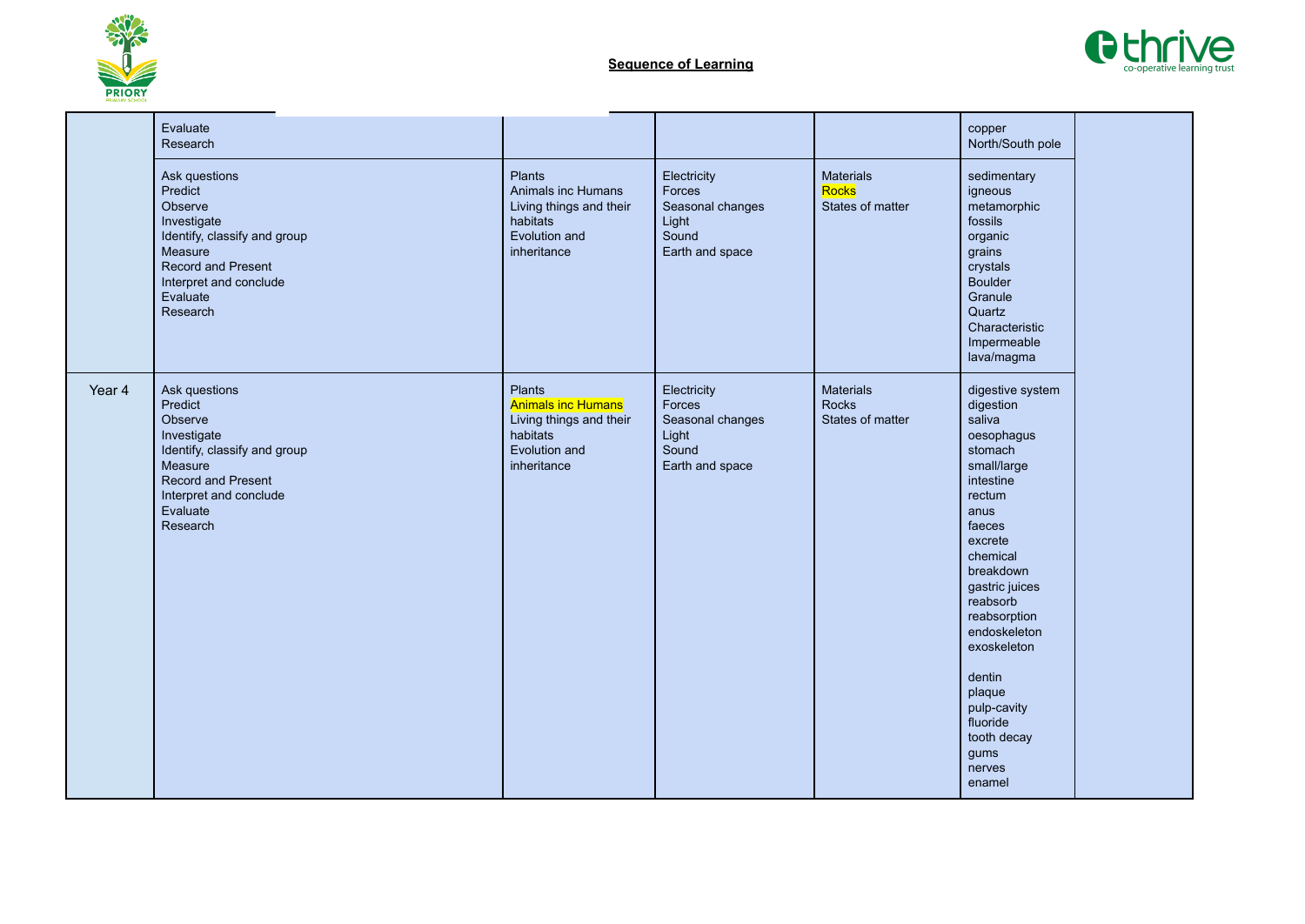## Sequence of Learning

| | | | | | | |
|---|---|---|---|---|---|---|
| | Evaluate<br>Research | | | | copper<br>North/South pole | |
| | Ask questions<br>Predict<br>Observe<br>Investigate<br>Identify, classify and group<br>Measure<br>Record and Present<br>Interpret and conclude<br>Evaluate<br>Research | Plants<br>Animals inc Humans<br>Living things and their habitats<br>Evolution and inheritance | Electricity<br>Forces<br>Seasonal changes<br>Light<br>Sound<br>Earth and space | Materials<br>Rocks<br>States of matter | sedimentary<br>igneous<br>metamorphic<br>fossils<br>organic<br>grains<br>crystals<br>Boulder<br>Granule<br>Quartz<br>Characteristic<br>Impermeable<br>lava/magma | |
| Year 4 | Ask questions<br>Predict<br>Observe<br>Investigate<br>Identify, classify and group<br>Measure<br>Record and Present<br>Interpret and conclude<br>Evaluate<br>Research | Plants<br>Animals inc Humans<br>Living things and their habitats<br>Evolution and inheritance | Electricity<br>Forces<br>Seasonal changes<br>Light<br>Sound<br>Earth and space | Materials<br>Rocks<br>States of matter | digestive system<br>digestion<br>saliva<br>oesophagus<br>stomach<br>small/large intestine<br>rectum<br>anus<br>faeces<br>excrete<br>chemical breakdown<br>gastric juices<br>reabsorb<br>reabsorption<br>endoskeleton<br>exoskeleton<br><br>dentin<br>plaque<br>pulp-cavity<br>fluoride<br>tooth decay<br>gums<br>nerves<br>enamel | |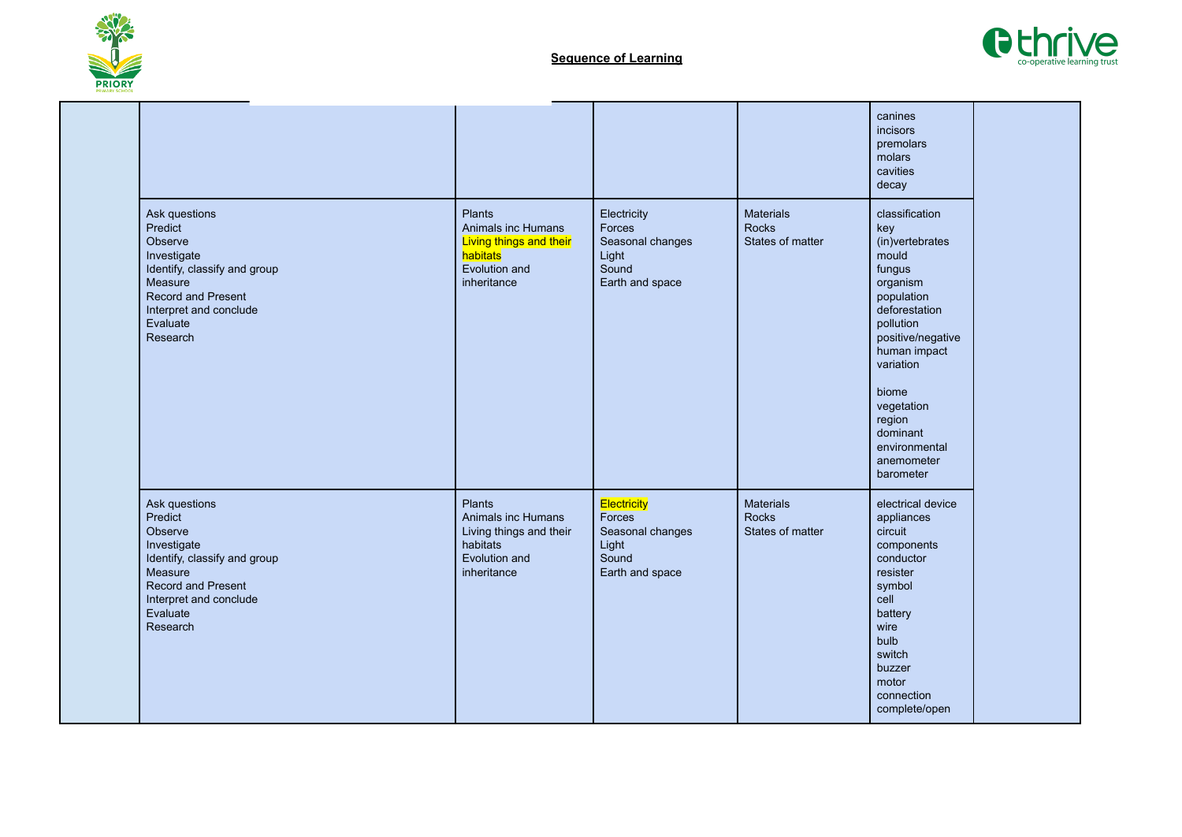**Sequence of Learning**

| | | | | | | |
|---|---|---|---|---|---|---|
| | | | | | canines<br>incisors<br>premolars<br>molars<br>cavities<br>decay | |
| | Ask questions<br>Predict<br>Observe<br>Investigate<br>Identify, classify and group<br>Measure<br>Record and Present<br>Interpret and conclude<br>Evaluate<br>Research | Plants<br>Animals inc Humans<br>Living things and their habitats<br>Evolution and inheritance | Electricity<br>Forces<br>Seasonal changes<br>Light<br>Sound<br>Earth and space | Materials<br>Rocks<br>States of matter | classification<br>key<br>(in)vertebrates<br>mould<br>fungus<br>organism<br>population<br>deforestation<br>pollution<br>positive/negative<br>human impact<br>variation<br><br>biome<br>vegetation<br>region<br>dominant<br>environmental<br>anemometer<br>barometer | |
| | Ask questions<br>Predict<br>Observe<br>Investigate<br>Identify, classify and group<br>Measure<br>Record and Present<br>Interpret and conclude<br>Evaluate<br>Research | Plants<br>Animals inc Humans<br>Living things and their habitats<br>Evolution and inheritance | Electricity<br>Forces<br>Seasonal changes<br>Light<br>Sound<br>Earth and space | Materials<br>Rocks<br>States of matter | electrical device<br>appliances<br>circuit<br>components<br>conductor<br>resister<br>symbol<br>cell<br>battery<br>wire<br>bulb<br>switch<br>buzzer<br>motor<br>connection<br>complete/open | |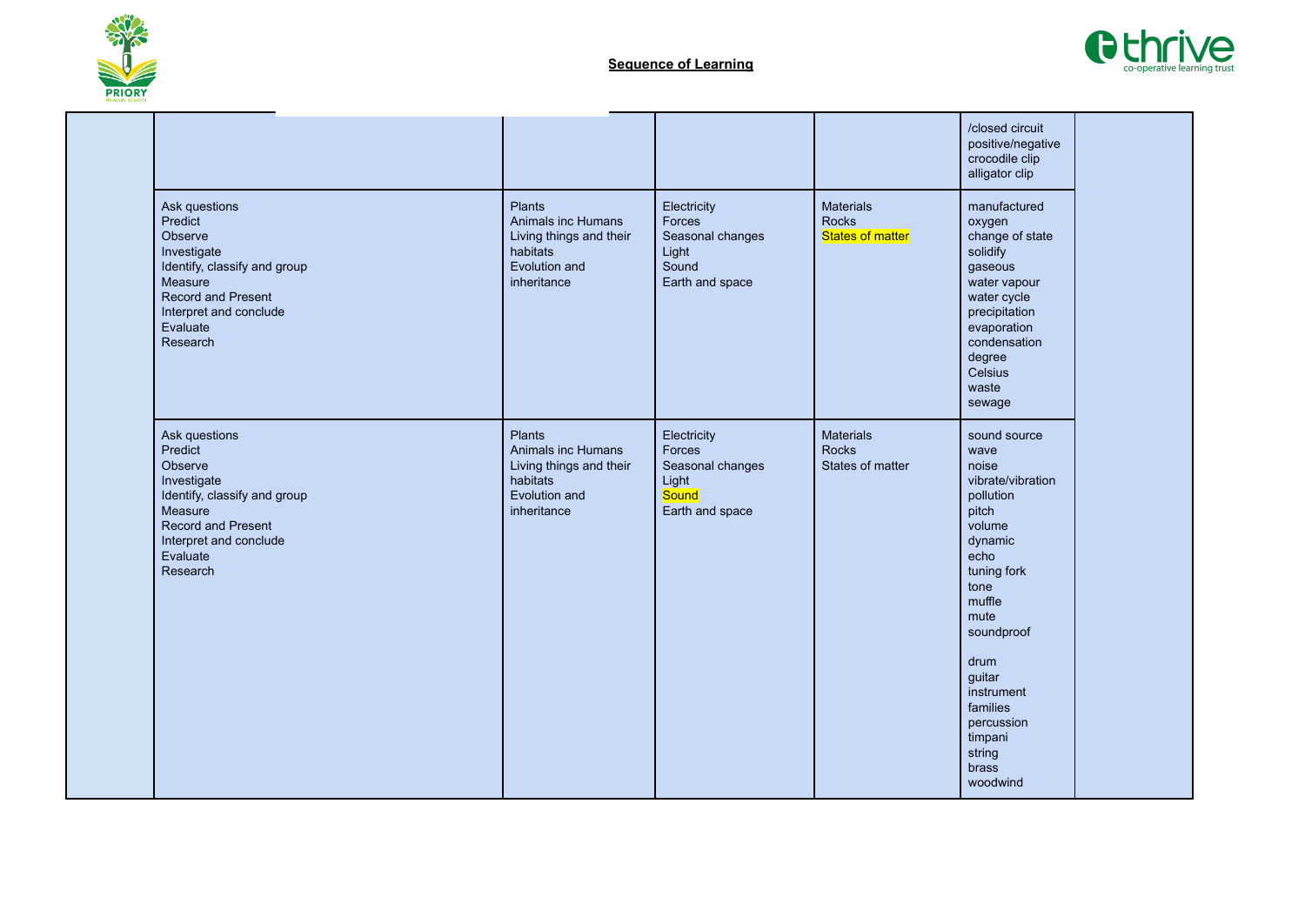**Sequence of Learning**

| | | | | | | |
|---|---|---|---|---|---|---|
| | | | | | /closed circuit<br>positive/negative<br>crocodile clip<br>alligator clip | |
| | Ask questions<br>Predict<br>Observe<br>Investigate<br>Identify, classify and group<br>Measure<br>Record and Present<br>Interpret and conclude<br>Evaluate<br>Research | Plants<br>Animals inc Humans<br>Living things and their habitats<br>Evolution and inheritance | Electricity<br>Forces<br>Seasonal changes<br>Light<br>Sound<br>Earth and space | Materials<br>Rocks<br>States of matter | manufactured<br>oxygen<br>change of state<br>solidify<br>gaseous<br>water vapour<br>water cycle<br>precipitation<br>evaporation<br>condensation<br>degree<br>Celsius<br>waste<br>sewage | |
| | Ask questions<br>Predict<br>Observe<br>Investigate<br>Identify, classify and group<br>Measure<br>Record and Present<br>Interpret and conclude<br>Evaluate<br>Research | Plants<br>Animals inc Humans<br>Living things and their habitats<br>Evolution and inheritance | Electricity<br>Forces<br>Seasonal changes<br>Light<br>Sound<br>Earth and space | Materials<br>Rocks<br>States of matter | sound source<br>wave<br>noise<br>vibrate/vibration<br>pollution<br>pitch<br>volume<br>dynamic<br>echo<br>tuning fork<br>tone<br>muffle<br>mute<br>soundproof<br><br>drum<br>guitar<br>instrument<br>families<br>percussion<br>timpani<br>string<br>brass<br>woodwind | |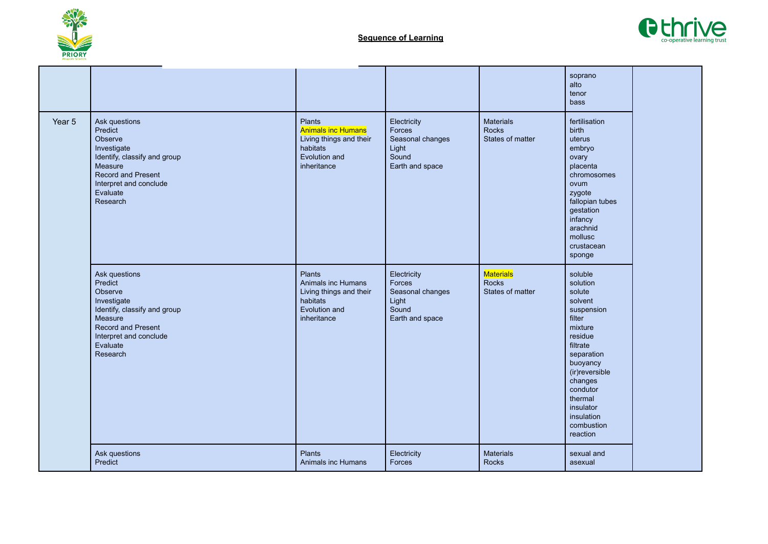## Sequence of Learning

| | | | | | | |
|---|---|---|---|---|---|---|
| | | | | | soprano<br>alto<br>tenor<br>bass | |
| Year 5 | Ask questions<br>Predict<br>Observe<br>Investigate<br>Identify, classify and group<br>Measure<br>Record and Present<br>Interpret and conclude<br>Evaluate<br>Research | Plants<br>Animals inc Humans<br>Living things and their habitats<br>Evolution and inheritance | Electricity<br>Forces<br>Seasonal changes<br>Light<br>Sound<br>Earth and space | Materials<br>Rocks<br>States of matter | fertilisation<br>birth<br>uterus<br>embryo<br>ovary<br>placenta<br>chromosomes<br>ovum<br>zygote<br>fallopian tubes<br>gestation<br>infancy<br>arachnid<br>mollusc<br>crustacean<br>sponge | |
| | Ask questions<br>Predict<br>Observe<br>Investigate<br>Identify, classify and group<br>Measure<br>Record and Present<br>Interpret and conclude<br>Evaluate<br>Research | Plants<br>Animals inc Humans<br>Living things and their habitats<br>Evolution and inheritance | Electricity<br>Forces<br>Seasonal changes<br>Light<br>Sound<br>Earth and space | Materials<br>Rocks<br>States of matter | soluble<br>solution<br>solute<br>solvent<br>suspension<br>filter<br>mixture<br>residue<br>filtrate<br>separation<br>buoyancy<br>(ir)reversible changes<br>condutor<br>thermal<br>insulator<br>insulation<br>combustion<br>reaction | |
| | Ask questions<br>Predict | Plants<br>Animals inc Humans | Electricity<br>Forces | Materials<br>Rocks | sexual and asexual | |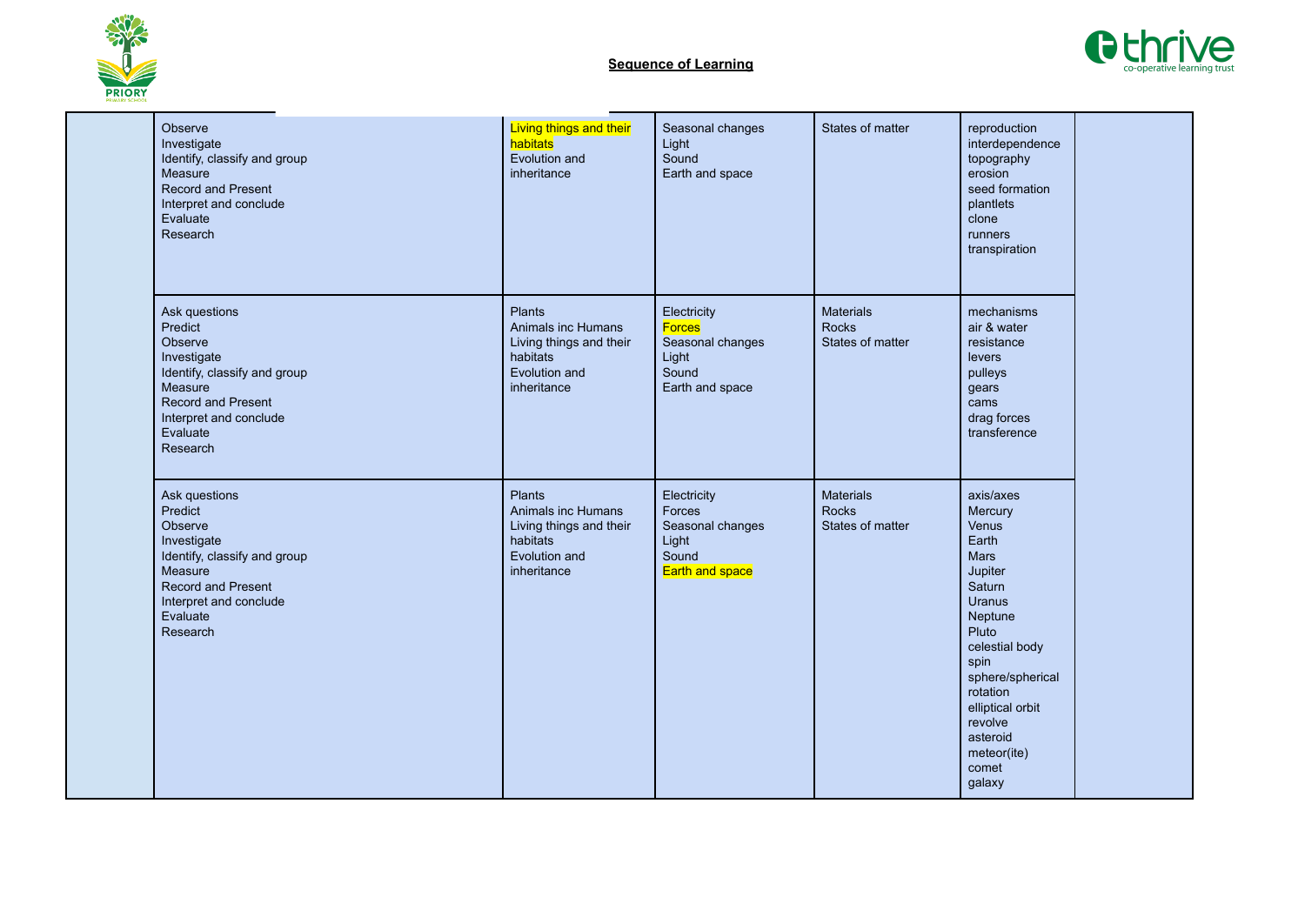**Sequence of Learning**

| | | | | | | |
|---|---|---|---|---|---|---|
| | Observe<br>Investigate<br>Identify, classify and group<br>Measure<br>Record and Present<br>Interpret and conclude<br>Evaluate<br>Research | Living things and their habitats<br>Evolution and inheritance | Seasonal changes<br>Light<br>Sound<br>Earth and space | States of matter | reproduction<br>interdependence<br>topography<br>erosion<br>seed formation<br>plantlets<br>clone<br>runners<br>transpiration | |
| | Ask questions<br>Predict<br>Observe<br>Investigate<br>Identify, classify and group<br>Measure<br>Record and Present<br>Interpret and conclude<br>Evaluate<br>Research | Plants<br>Animals inc Humans<br>Living things and their habitats<br>Evolution and inheritance | Electricity<br>Forces<br>Seasonal changes<br>Light<br>Sound<br>Earth and space | Materials<br>Rocks<br>States of matter | mechanisms<br>air & water<br>resistance<br>levers<br>pulleys<br>gears<br>cams<br>drag forces<br>transference | |
| | Ask questions<br>Predict<br>Observe<br>Investigate<br>Identify, classify and group<br>Measure<br>Record and Present<br>Interpret and conclude<br>Evaluate<br>Research | Plants<br>Animals inc Humans<br>Living things and their habitats<br>Evolution and inheritance | Electricity<br>Forces<br>Seasonal changes<br>Light<br>Sound<br>Earth and space | Materials<br>Rocks<br>States of matter | axis/axes<br>Mercury<br>Venus<br>Earth<br>Mars<br>Jupiter<br>Saturn<br>Uranus<br>Neptune<br>Pluto<br>celestial body<br>spin<br>sphere/spherical<br>rotation<br>elliptical orbit<br>revolve<br>asteroid<br>meteor(ite)<br>comet<br>galaxy | |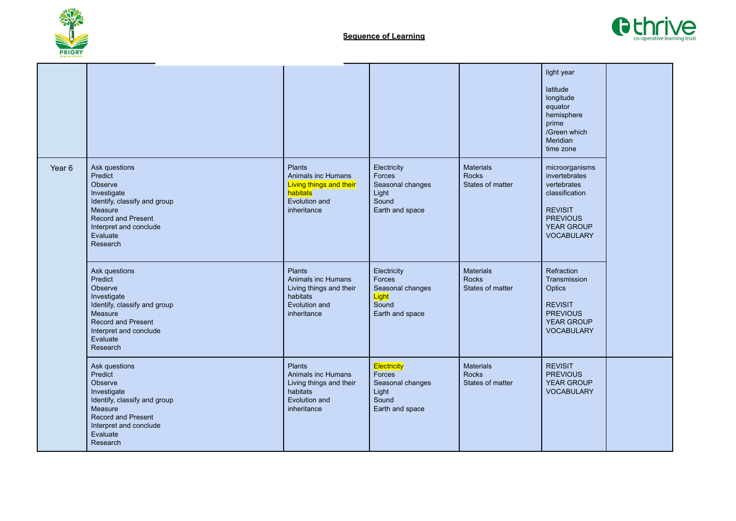## Sequence of Learning

| | | | | | | |
|---|---|---|---|---|---|---|
| | | | | | light year<br><br>latitude<br>longitude<br>equator<br>hemisphere<br>prime<br>/Green which<br>Meridian<br>time zone | |
| Year 6 | Ask questions<br>Predict<br>Observe<br>Investigate<br>Identify, classify and group<br>Measure<br>Record and Present<br>Interpret and conclude<br>Evaluate<br>Research | Plants<br>Animals inc Humans<br>Living things and their habitats<br>Evolution and inheritance | Electricity<br>Forces<br>Seasonal changes<br>Light<br>Sound<br>Earth and space | Materials<br>Rocks<br>States of matter | microorganisms<br>invertebrates<br>vertebrates<br>classification<br><br>REVISIT PREVIOUS YEAR GROUP VOCABULARY | |
| | Ask questions<br>Predict<br>Observe<br>Investigate<br>Identify, classify and group<br>Measure<br>Record and Present<br>Interpret and conclude<br>Evaluate<br>Research | Plants<br>Animals inc Humans<br>Living things and their habitats<br>Evolution and inheritance | Electricity<br>Forces<br>Seasonal changes<br>Light<br>Sound<br>Earth and space | Materials<br>Rocks<br>States of matter | Refraction<br>Transmission<br>Optics<br><br>REVISIT PREVIOUS YEAR GROUP VOCABULARY | |
| | Ask questions<br>Predict<br>Observe<br>Investigate<br>Identify, classify and group<br>Measure<br>Record and Present<br>Interpret and conclude<br>Evaluate<br>Research | Plants<br>Animals inc Humans<br>Living things and their habitats<br>Evolution and inheritance | Electricity<br>Forces<br>Seasonal changes<br>Light<br>Sound<br>Earth and space | Materials<br>Rocks<br>States of matter | REVISIT PREVIOUS YEAR GROUP VOCABULARY | |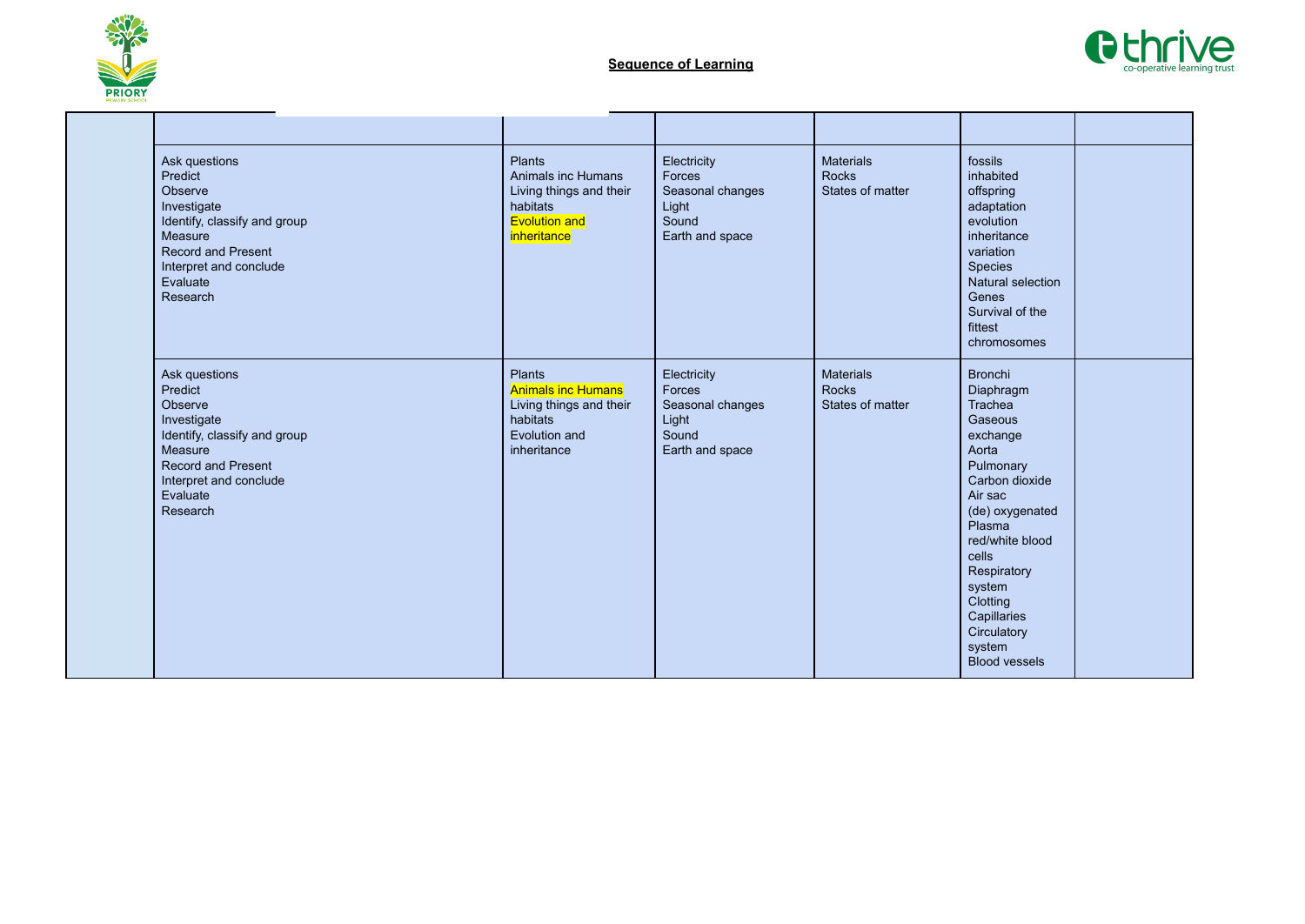**Sequence of Learning**

| | | | | | | |
|---|---|---|---|---|---|---|
| | | | | | | |
| | Ask questions<br>Predict<br>Observe<br>Investigate<br>Identify, classify and group<br>Measure<br>Record and Present<br>Interpret and conclude<br>Evaluate<br>Research | Plants<br>Animals inc Humans<br>Living things and their habitats<br>Evolution and inheritance | Electricity<br>Forces<br>Seasonal changes<br>Light<br>Sound<br>Earth and space | Materials<br>Rocks<br>States of matter | fossils<br>inhabited<br>offspring<br>adaptation<br>evolution<br>inheritance<br>variation<br>Species<br>Natural selection<br>Genes<br>Survival of the fittest<br>chromosomes | |
| | Ask questions<br>Predict<br>Observe<br>Investigate<br>Identify, classify and group<br>Measure<br>Record and Present<br>Interpret and conclude<br>Evaluate<br>Research | Plants<br>Animals inc Humans<br>Living things and their habitats<br>Evolution and inheritance | Electricity<br>Forces<br>Seasonal changes<br>Light<br>Sound<br>Earth and space | Materials<br>Rocks<br>States of matter | Bronchi<br>Diaphragm<br>Trachea<br>Gaseous exchange<br>Aorta<br>Pulmonary<br>Carbon dioxide<br>Air sac<br>(de) oxygenated<br>Plasma<br>red/white blood cells<br>Respiratory system<br>Clotting<br>Capillaries<br>Circulatory system<br>Blood vessels | |